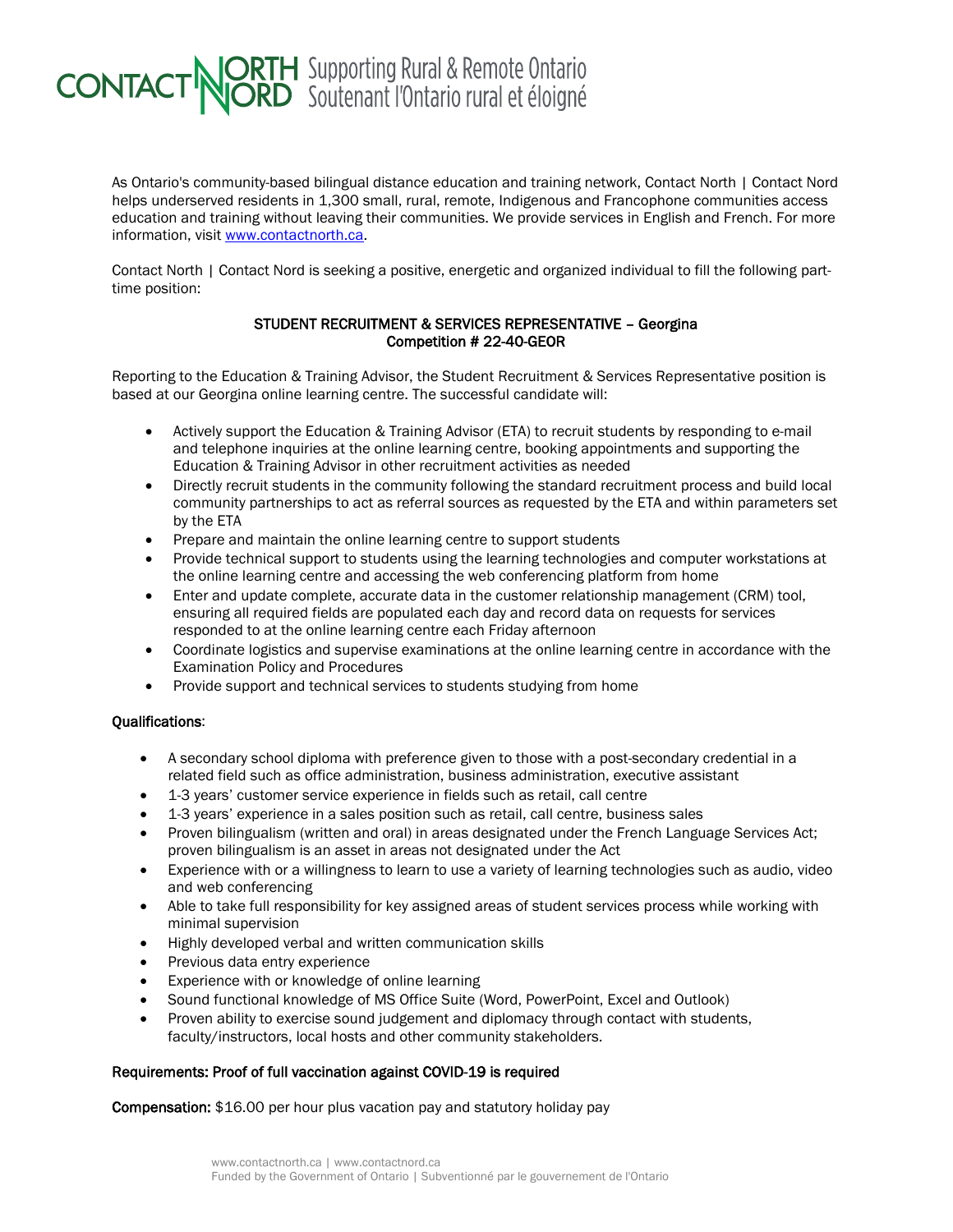CONTACT NORTH | NORD Supporting Rural & Remote Ontario | Soutenant l'Ontario rural et éloigné

As Ontario's community-based bilingual distance education and training network, Contact North | Contact Nord helps underserved residents in 1,300 small, rural, remote, Indigenous and Francophone communities access education and training without leaving their communities. We provide services in English and French. For more information, visit [www.contactnorth.ca](www.contactnorth.ca).

Contact North | Contact Nord is seeking a positive, energetic and organized individual to fill the following part-time position:

**STUDENT RECRUITMENT & SERVICES REPRESENTATIVE – Georgina**
**Competition # 22-40-GEOR**

Reporting to the Education & Training Advisor, the Student Recruitment & Services Representative position is based at our Georgina online learning centre. The successful candidate will:

- Actively support the Education & Training Advisor (ETA) to recruit students by responding to e-mail and telephone inquiries at the online learning centre, booking appointments and supporting the Education & Training Advisor in other recruitment activities as needed
- Directly recruit students in the community following the standard recruitment process and build local community partnerships to act as referral sources as requested by the ETA and within parameters set by the ETA
- Prepare and maintain the online learning centre to support students
- Provide technical support to students using the learning technologies and computer workstations at the online learning centre and accessing the web conferencing platform from home
- Enter and update complete, accurate data in the customer relationship management (CRM) tool, ensuring all required fields are populated each day and record data on requests for services responded to at the online learning centre each Friday afternoon
- Coordinate logistics and supervise examinations at the online learning centre in accordance with the Examination Policy and Procedures
- Provide support and technical services to students studying from home

**Qualifications**:

- A secondary school diploma with preference given to those with a post-secondary credential in a related field such as office administration, business administration, executive assistant
- 1-3 years' customer service experience in fields such as retail, call centre
- 1-3 years' experience in a sales position such as retail, call centre, business sales
- Proven bilingualism (written and oral) in areas designated under the French Language Services Act; proven bilingualism is an asset in areas not designated under the Act
- Experience with or a willingness to learn to use a variety of learning technologies such as audio, video and web conferencing
- Able to take full responsibility for key assigned areas of student services process while working with minimal supervision
- Highly developed verbal and written communication skills
- Previous data entry experience
- Experience with or knowledge of online learning
- Sound functional knowledge of MS Office Suite (Word, PowerPoint, Excel and Outlook)
- Proven ability to exercise sound judgement and diplomacy through contact with students, faculty/instructors, local hosts and other community stakeholders.

**Requirements: Proof of full vaccination against COVID-19 is required**

**Compensation:** $16.00 per hour plus vacation pay and statutory holiday pay

www.contactnorth.ca | www.contactnord.ca
Funded by the Government of Ontario | Subventionné par le gouvernement de l'Ontario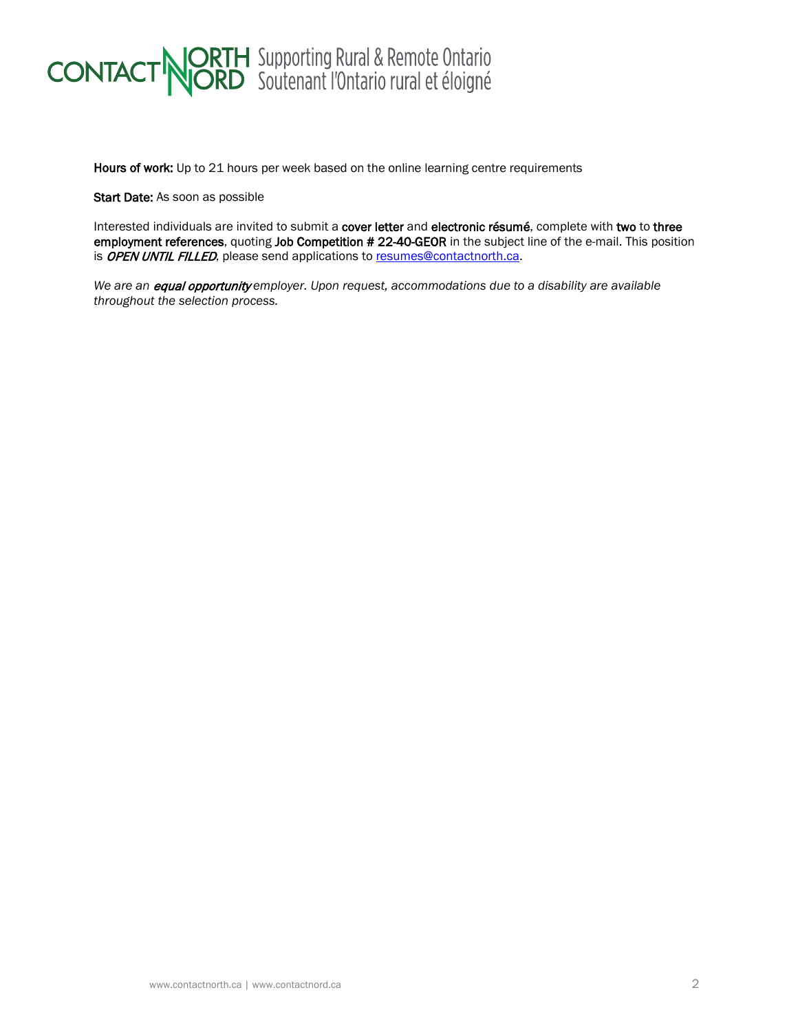**Hours of work:** Up to 21 hours per week based on the online learning centre requirements

**Start Date:** As soon as possible

Interested individuals are invited to submit a **cover letter** and **electronic résumé**, complete with **two** to **three employment references**, quoting **Job Competition # 22-40-GEOR** in the subject line of the e-mail. This position is ***OPEN UNTIL FILLED***, please send applications to [resumes@contactnorth.ca](mailto:resumes@contactnorth.ca).

*We are an **equal opportunity** employer. Upon request, accommodations due to a disability are available throughout the selection process.*